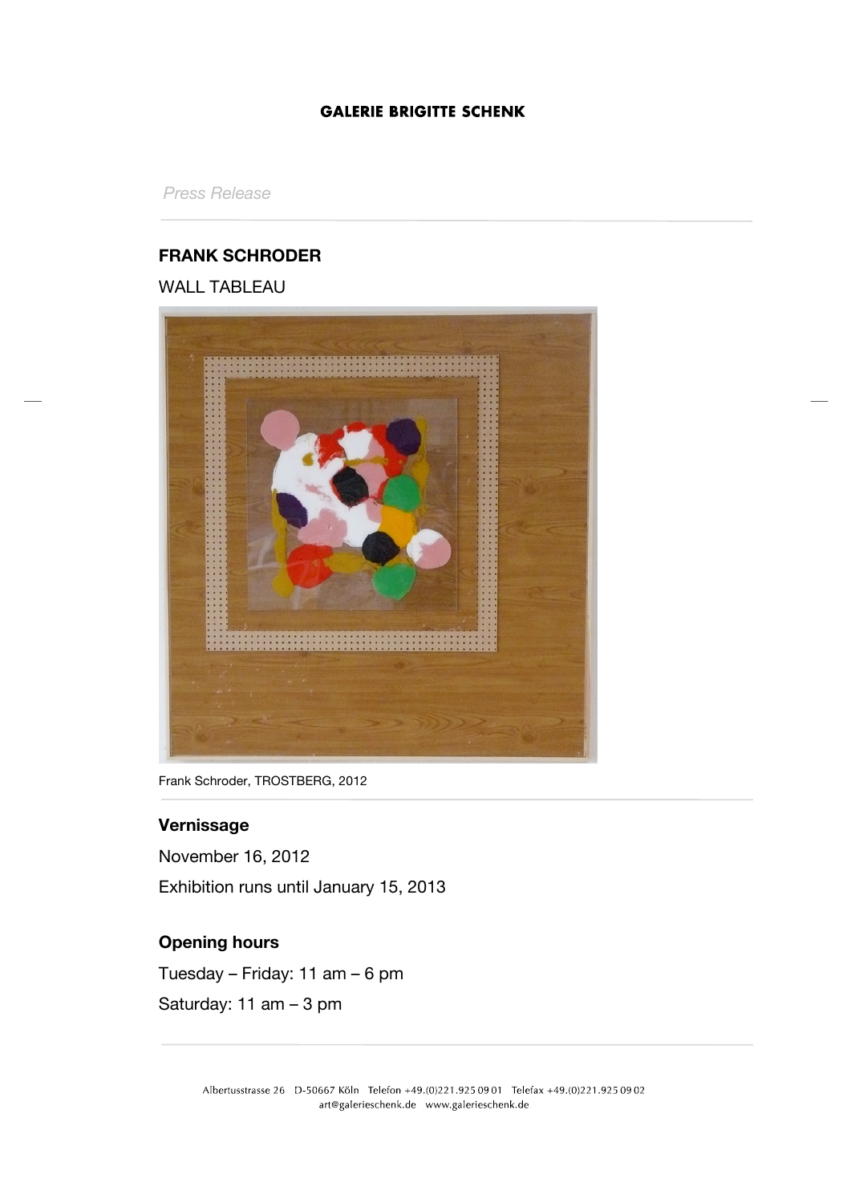**GALERIE BRIGITTE SCHENK**

*Press Release*

---

**FRANK SCHRODER**

WALL TABLEAU

Frank Schroder, TROSTBERG, 2012

---

**Vernissage**

November 16, 2012

Exhibition runs until January 15, 2013

**Opening hours**

Tuesday – Friday: 11 am – 6 pm

Saturday: 11 am – 3 pm

---

Albertusstrasse 26 D-50667 Köln Telefon +49.(0)221.925 09 01 Telefax +49.(0)221.925 09 02
art@galerieschenk.de www.galerieschenk.de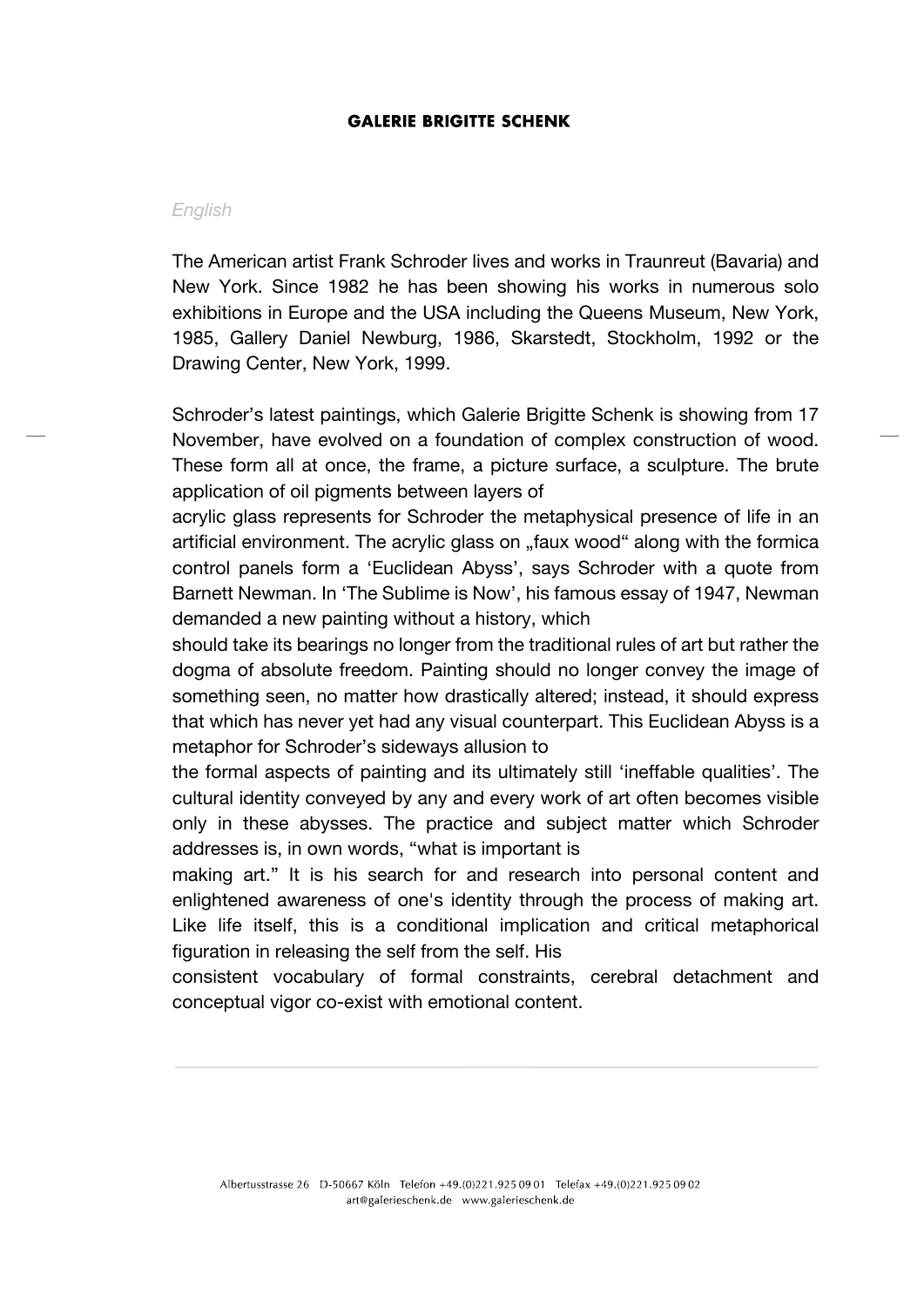*English*

The American artist Frank Schroder lives and works in Traunreut (Bavaria) and New York. Since 1982 he has been showing his works in numerous solo exhibitions in Europe and the USA including the Queens Museum, New York, 1985, Gallery Daniel Newburg, 1986, Skarstedt, Stockholm, 1992 or the Drawing Center, New York, 1999.

Schroder's latest paintings, which Galerie Brigitte Schenk is showing from 17 November, have evolved on a foundation of complex construction of wood. These form all at once, the frame, a picture surface, a sculpture. The brute application of oil pigments between layers of acrylic glass represents for Schroder the metaphysical presence of life in an artificial environment. The acrylic glass on „faux wood" along with the formica control panels form a 'Euclidean Abyss', says Schroder with a quote from Barnett Newman. In 'The Sublime is Now', his famous essay of 1947, Newman demanded a new painting without a history, which should take its bearings no longer from the traditional rules of art but rather the dogma of absolute freedom. Painting should no longer convey the image of something seen, no matter how drastically altered; instead, it should express that which has never yet had any visual counterpart. This Euclidean Abyss is a metaphor for Schroder's sideways allusion to the formal aspects of painting and its ultimately still 'ineffable qualities'. The cultural identity conveyed by any and every work of art often becomes visible only in these abysses. The practice and subject matter which Schroder addresses is, in own words, "what is important is making art." It is his search for and research into personal content and enlightened awareness of one's identity through the process of making art. Like life itself, this is a conditional implication and critical metaphorical figuration in releasing the self from the self. His consistent vocabulary of formal constraints, cerebral detachment and conceptual vigor co-exist with emotional content.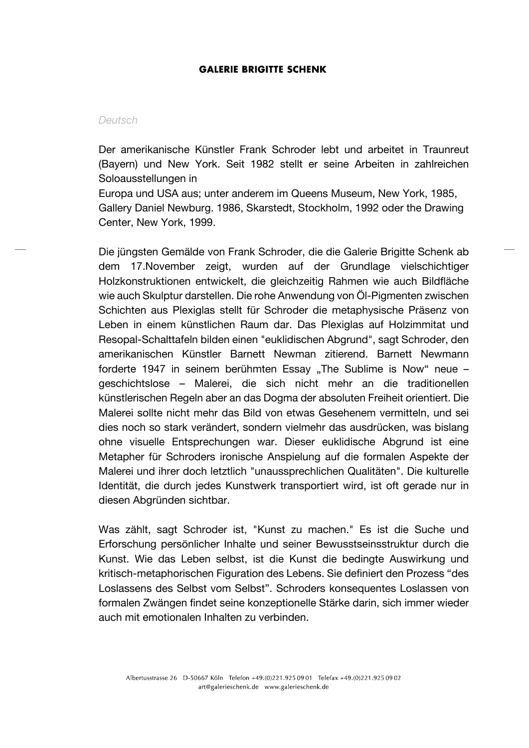*Deutsch*

Der amerikanische Künstler Frank Schroder lebt und arbeitet in Traunreut (Bayern) und New York. Seit 1982 stellt er seine Arbeiten in zahlreichen Soloausstellungen in
Europa und USA aus; unter anderem im Queens Museum, New York, 1985, Gallery Daniel Newburg. 1986, Skarstedt, Stockholm, 1992 oder the Drawing Center, New York, 1999.

Die jüngsten Gemälde von Frank Schroder, die die Galerie Brigitte Schenk ab dem 17.November zeigt, wurden auf der Grundlage vielschichtiger Holzkonstruktionen entwickelt, die gleichzeitig Rahmen wie auch Bildfläche wie auch Skulptur darstellen. Die rohe Anwendung von Öl-Pigmenten zwischen Schichten aus Plexiglas stellt für Schroder die metaphysische Präsenz von Leben in einem künstlichen Raum dar. Das Plexiglas auf Holzimmitat und Resopal-Schalttafeln bilden einen "euklidischen Abgrund", sagt Schroder, den amerikanischen Künstler Barnett Newman zitierend. Barnett Newmann forderte 1947 in seinem berühmten Essay „The Sublime is Now" neue – geschichtslose – Malerei, die sich nicht mehr an die traditionellen künstlerischen Regeln aber an das Dogma der absoluten Freiheit orientiert. Die Malerei sollte nicht mehr das Bild von etwas Gesehenem vermitteln, und sei dies noch so stark verändert, sondern vielmehr das ausdrücken, was bislang ohne visuelle Entsprechungen war. Dieser euklidische Abgrund ist eine Metapher für Schroders ironische Anspielung auf die formalen Aspekte der Malerei und ihrer doch letztlich "unaussprechlichen Qualitäten". Die kulturelle Identität, die durch jedes Kunstwerk transportiert wird, ist oft gerade nur in diesen Abgründen sichtbar.

Was zählt, sagt Schroder ist, "Kunst zu machen." Es ist die Suche und Erforschung persönlicher Inhalte und seiner Bewusstseinsstruktur durch die Kunst. Wie das Leben selbst, ist die Kunst die bedingte Auswirkung und kritisch-metaphorischen Figuration des Lebens. Sie definiert den Prozess "des Loslassens des Selbst vom Selbst". Schroders konsequentes Loslassen von formalen Zwängen findet seine konzeptionelle Stärke darin, sich immer wieder auch mit emotionalen Inhalten zu verbinden.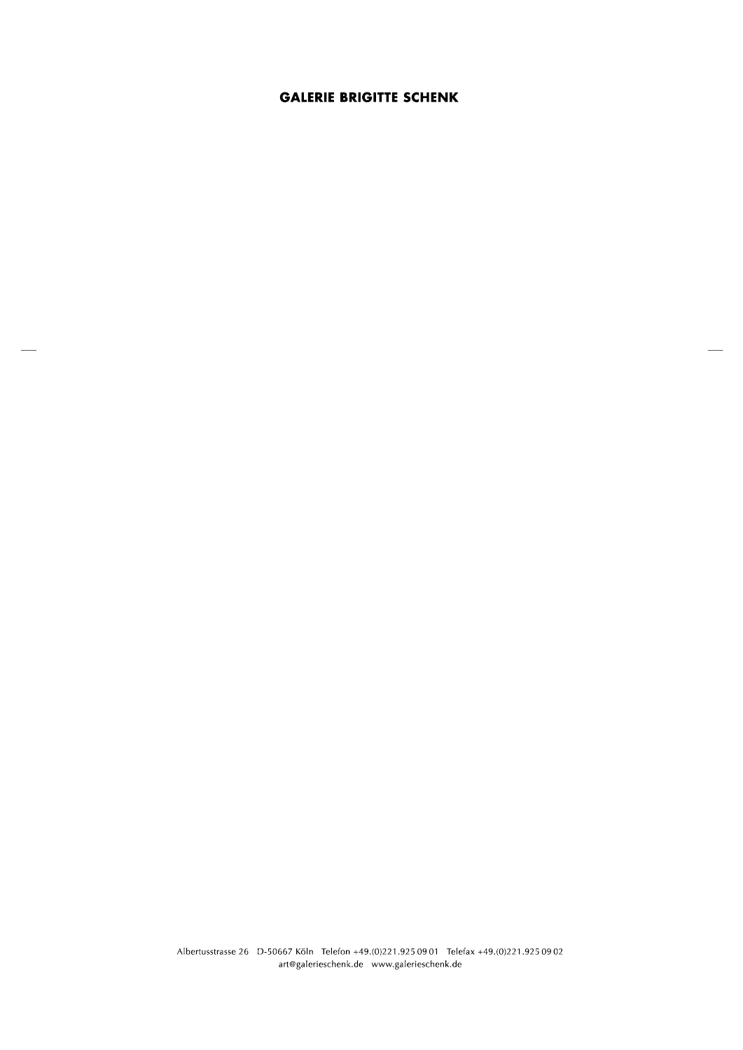**GALERIE BRIGITTE SCHENK**

Albertusstrasse 26 D-50667 Köln Telefon +49.(0)221.925 09 01 Telefax +49.(0)221.925 09 02
art@galerieschenk.de www.galerieschenk.de